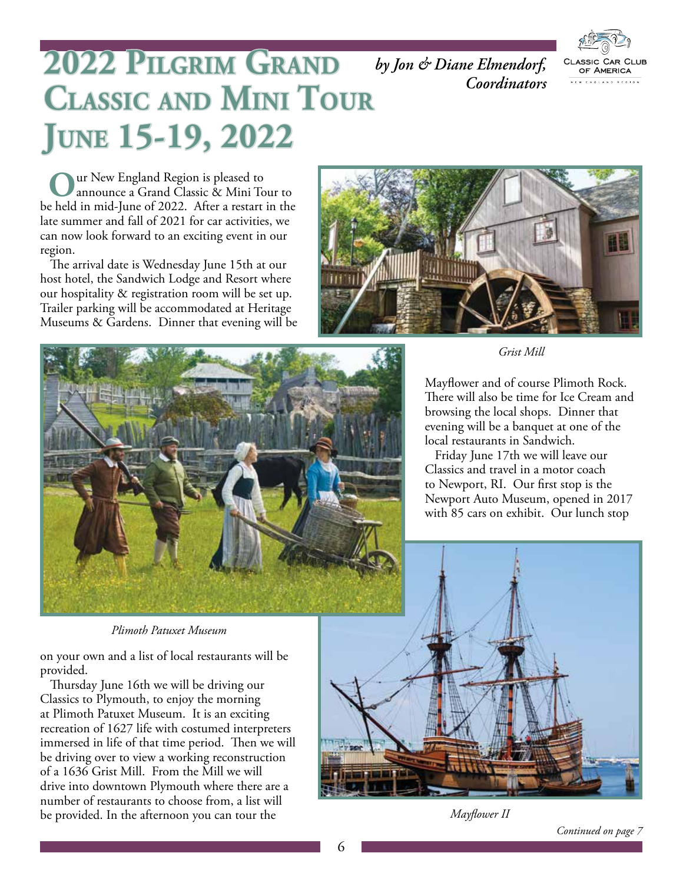# 2022 Pilgrim Grand Classic and Mini Tour June 15-19, 2022

*by Jon & Diane Elmendorf, Coordinators*

Our New England Region is pleased to announce a Grand Classic & Mini Tour to be held in mid-June of 2022. After a restart in the late summer and fall of 2021 for car activities, we can now look forward to an exciting event in our region.

The arrival date is Wednesday June 15th at our host hotel, the Sandwich Lodge and Resort where our hospitality & registration room will be set up. Trailer parking will be accommodated at Heritage Museums & Gardens. Dinner that evening will be on your own and a list of local restaurants will be provided.

Thursday June 16th we will be driving our Classics to Plymouth, to enjoy the morning at Plimoth Patuxet Museum. It is an exciting recreation of 1627 life with costumed interpreters immersed in life of that time period. Then we will be driving over to view a working reconstruction of a 1636 Grist Mill. From the Mill we will drive into downtown Plymouth where there are a number of restaurants to choose from, a list will be provided. In the afternoon you can tour the Mayflower and of course Plimoth Rock. There will also be time for Ice Cream and browsing the local shops. Dinner that evening will be a banquet at one of the local restaurants in Sandwich.

Friday June 17th we will leave our Classics and travel in a motor coach to Newport, RI. Our first stop is the Newport Auto Museum, opened in 2017 with 85 cars on exhibit. Our lunch stop

*Grist Mill*

*Plimoth Patuxet Museum*

*Mayflower II*

*Continued on page 7*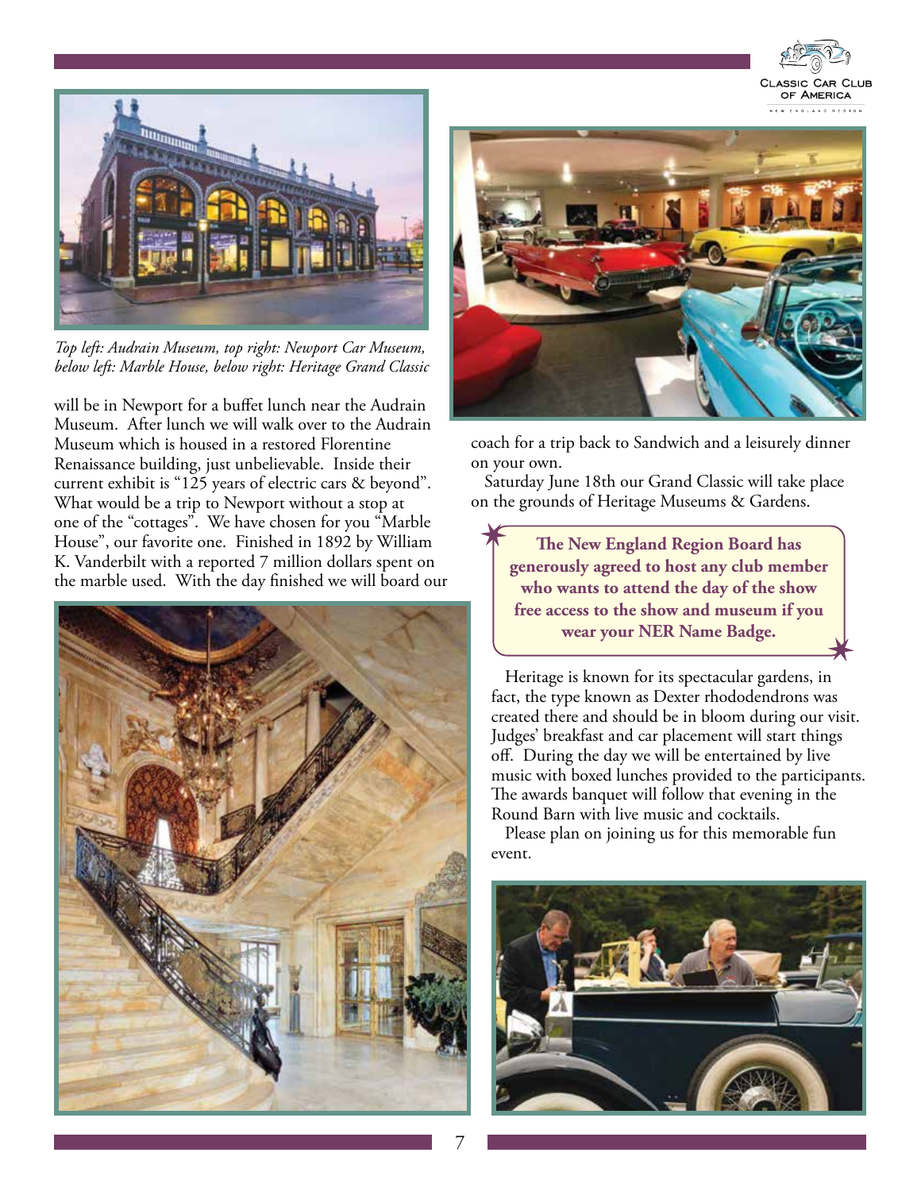*Top left: Audrain Museum, top right: Newport Car Museum, below left: Marble House, below right: Heritage Grand Classic*

will be in Newport for a buffet lunch near the Audrain Museum. After lunch we will walk over to the Audrain Museum which is housed in a restored Florentine Renaissance building, just unbelievable. Inside their current exhibit is "125 years of electric cars & beyond". What would be a trip to Newport without a stop at one of the "cottages". We have chosen for you "Marble House", our favorite one. Finished in 1892 by William K. Vanderbilt with a reported 7 million dollars spent on the marble used. With the day finished we will board our coach for a trip back to Sandwich and a leisurely dinner on your own.

Saturday June 18th our Grand Classic will take place on the grounds of Heritage Museums & Gardens.

**The New England Region Board has generously agreed to host any club member who wants to attend the day of the show free access to the show and museum if you wear your NER Name Badge.**

Heritage is known for its spectacular gardens, in fact, the type known as Dexter rhododendrons was created there and should be in bloom during our visit. Judges' breakfast and car placement will start things off. During the day we will be entertained by live music with boxed lunches provided to the participants. The awards banquet will follow that evening in the Round Barn with live music and cocktails.

Please plan on joining us for this memorable fun event.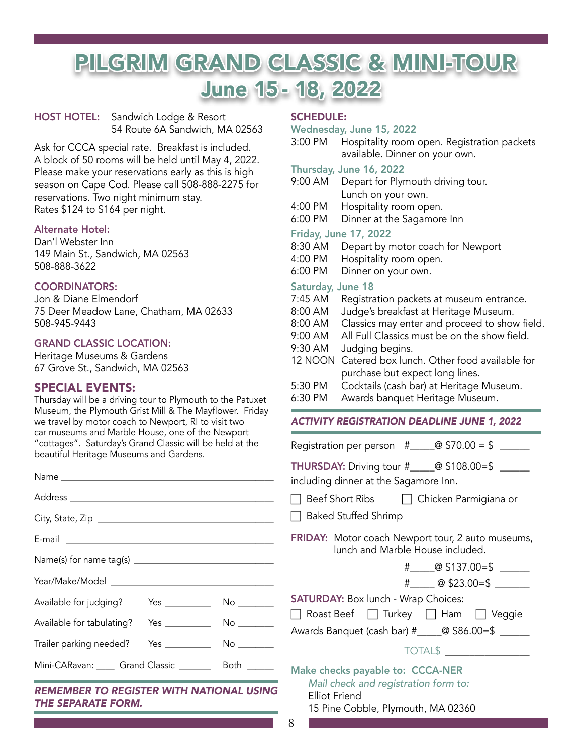# PILGRIM GRAND CLASSIC & MINI-TOUR

## June 15 - 18, 2022

**HOST HOTEL:** Sandwich Lodge & Resort
54 Route 6A Sandwich, MA 02563

Ask for CCCA special rate. Breakfast is included. A block of 50 rooms will be held until May 4, 2022. Please make your reservations early as this is high season on Cape Cod. Please call 508-888-2275 for reservations. Two night minimum stay. Rates $124 to $164 per night.

**Alternate Hotel:**
Dan'l Webster Inn
149 Main St., Sandwich, MA 02563
508-888-3622

**COORDINATORS:**
Jon & Diane Elmendorf
75 Deer Meadow Lane, Chatham, MA 02633
508-945-9443

**GRAND CLASSIC LOCATION:**
Heritage Museums & Gardens
67 Grove St., Sandwich, MA 02563

### SPECIAL EVENTS:

Thursday will be a driving tour to Plymouth to the Patuxet Museum, the Plymouth Grist Mill & The Mayflower. Friday we travel by motor coach to Newport, RI to visit two car museums and Marble House, one of the Newport "cottages". Saturday's Grand Classic will be held at the beautiful Heritage Museums and Gardens.

Name ______________________________

Address ______________________________

City, State, Zip ______________________________

E-mail ______________________________

Name(s) for name tag(s) ______________________________

Year/Make/Model ______________________________

Available for judging? Yes ________ No ________

Available for tabulating? Yes ________ No ________

Trailer parking needed? Yes ________ No ________

Mini-CARavan: ____ Grand Classic ______ Both ______

***REMEMBER TO REGISTER WITH NATIONAL USING THE SEPARATE FORM.***

### SCHEDULE:

**Wednesday, June 15, 2022**
3:00 PM Hospitality room open. Registration packets available. Dinner on your own.

**Thursday, June 16, 2022**
9:00 AM Depart for Plymouth driving tour. Lunch on your own.
4:00 PM Hospitality room open.
6:00 PM Dinner at the Sagamore Inn

**Friday, June 17, 2022**
8:30 AM Depart by motor coach for Newport
4:00 PM Hospitality room open.
6:00 PM Dinner on your own.

**Saturday, June 18**
7:45 AM Registration packets at museum entrance.
8:00 AM Judge's breakfast at Heritage Museum.
8:00 AM Classics may enter and proceed to show field.
9:00 AM All Full Classics must be on the show field.
9:30 AM Judging begins.
12 NOON Catered box lunch. Other food available for purchase but expect long lines.
5:30 PM Cocktails (cash bar) at Heritage Museum.
6:30 PM Awards banquet Heritage Museum.

***ACTIVITY REGISTRATION DEADLINE JUNE 1, 2022***

Registration per person #____@ $70.00 = $ ______

**THURSDAY:** Driving tour #____@ $108.00=$ ______ including dinner at the Sagamore Inn.

☐ Beef Short Ribs ☐ Chicken Parmigiana or
☐ Baked Stuffed Shrimp

**FRIDAY:** Motor coach Newport tour, 2 auto museums, lunch and Marble House included.

#____@ $137.00=$ ______

#____ @ $23.00=$ ______

**SATURDAY:** Box lunch - Wrap Choices:

☐ Roast Beef ☐ Turkey ☐ Ham ☐ Veggie

Awards Banquet (cash bar) #____@ $86.00=$ ______

TOTAL$ ______________

**Make checks payable to: CCCA-NER**

*Mail check and registration form to:*
Elliot Friend
15 Pine Cobble, Plymouth, MA 02360